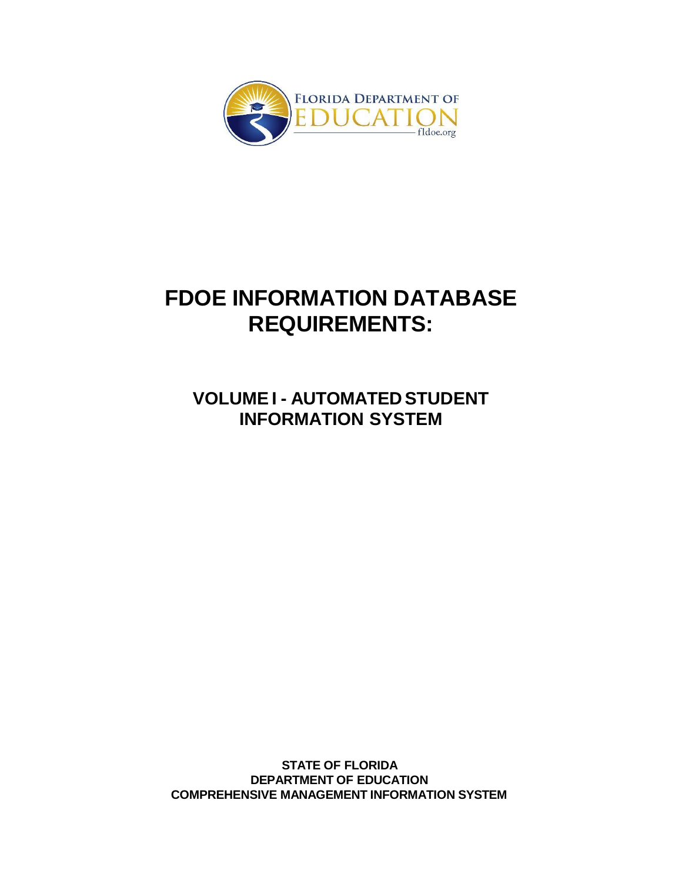# FDOE INFORMATION DATABASE REQUIREMENTS:

## VOLUME I - AUTOMATED STUDENT INFORMATION SYSTEM

**STATE OF FLORIDA**
**DEPARTMENT OF EDUCATION**
**COMPREHENSIVE MANAGEMENT INFORMATION SYSTEM**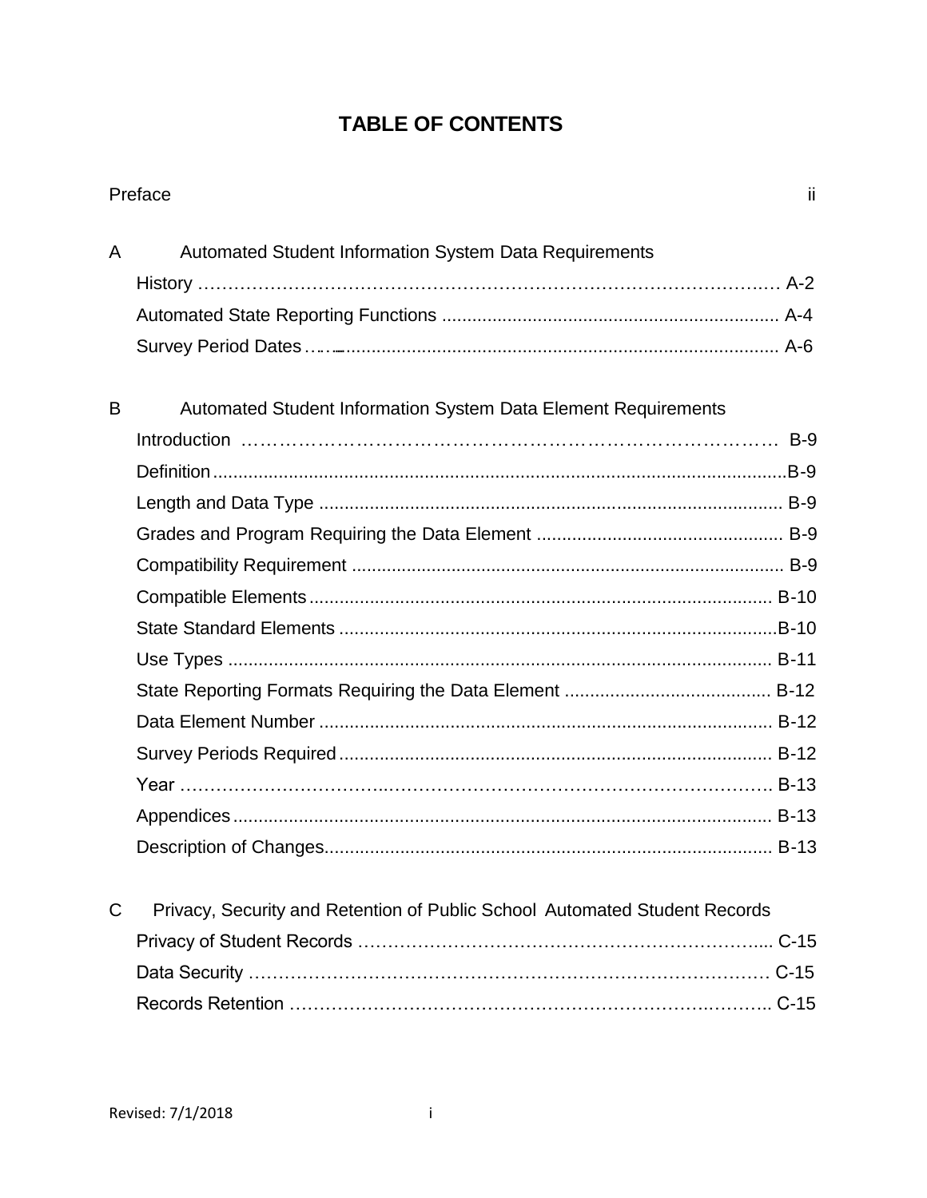# TABLE OF CONTENTS

Preface ii

**A Automated Student Information System Data Requirements**

- History ... A-2
- Automated State Reporting Functions ... A-4
- Survey Period Dates ... A-6

**B Automated Student Information System Data Element Requirements**

- Introduction ... B-9
- Definition ... B-9
- Length and Data Type ... B-9
- Grades and Program Requiring the Data Element ... B-9
- Compatibility Requirement ... B-9
- Compatible Elements ... B-10
- State Standard Elements ... B-10
- Use Types ... B-11
- State Reporting Formats Requiring the Data Element ... B-12
- Data Element Number ... B-12
- Survey Periods Required ... B-12
- Year ... B-13
- Appendices ... B-13
- Description of Changes ... B-13

**C Privacy, Security and Retention of Public School Automated Student Records**

- Privacy of Student Records ... C-15
- Data Security ... C-15
- Records Retention ... C-15

Revised: 7/1/2018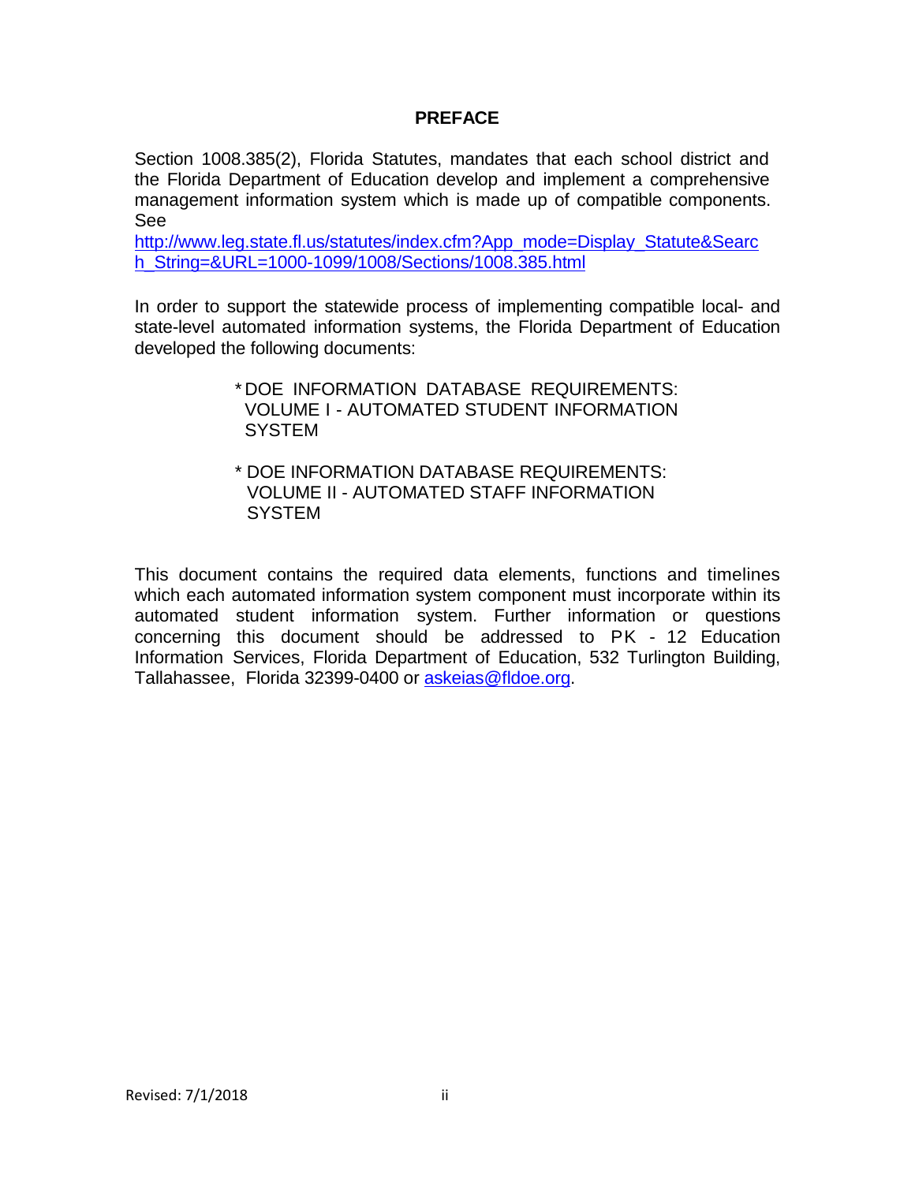# PREFACE

Section 1008.385(2), Florida Statutes, mandates that each school district and the Florida Department of Education develop and implement a comprehensive management information system which is made up of compatible components. See http://www.leg.state.fl.us/statutes/index.cfm?App_mode=Display_Statute&Search_String=&URL=1000-1099/1008/Sections/1008.385.html

In order to support the statewide process of implementing compatible local- and state-level automated information systems, the Florida Department of Education developed the following documents:

* DOE INFORMATION DATABASE REQUIREMENTS: VOLUME I - AUTOMATED STUDENT INFORMATION SYSTEM

* DOE INFORMATION DATABASE REQUIREMENTS: VOLUME II - AUTOMATED STAFF INFORMATION SYSTEM

This document contains the required data elements, functions and timelines which each automated information system component must incorporate within its automated student information system. Further information or questions concerning this document should be addressed to PK - 12 Education Information Services, Florida Department of Education, 532 Turlington Building, Tallahassee, Florida 32399-0400 or askeias@fldoe.org.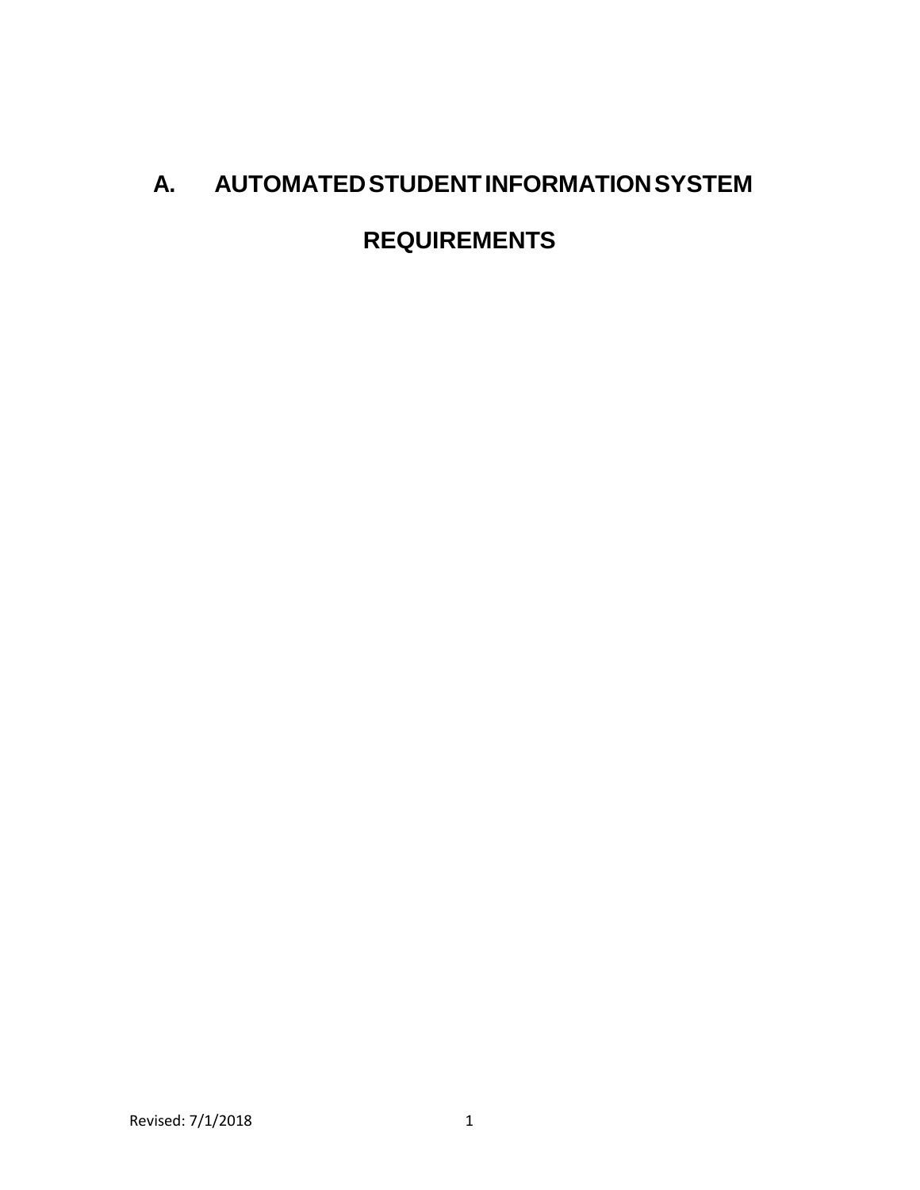# A. AUTOMATED STUDENT INFORMATION SYSTEM REQUIREMENTS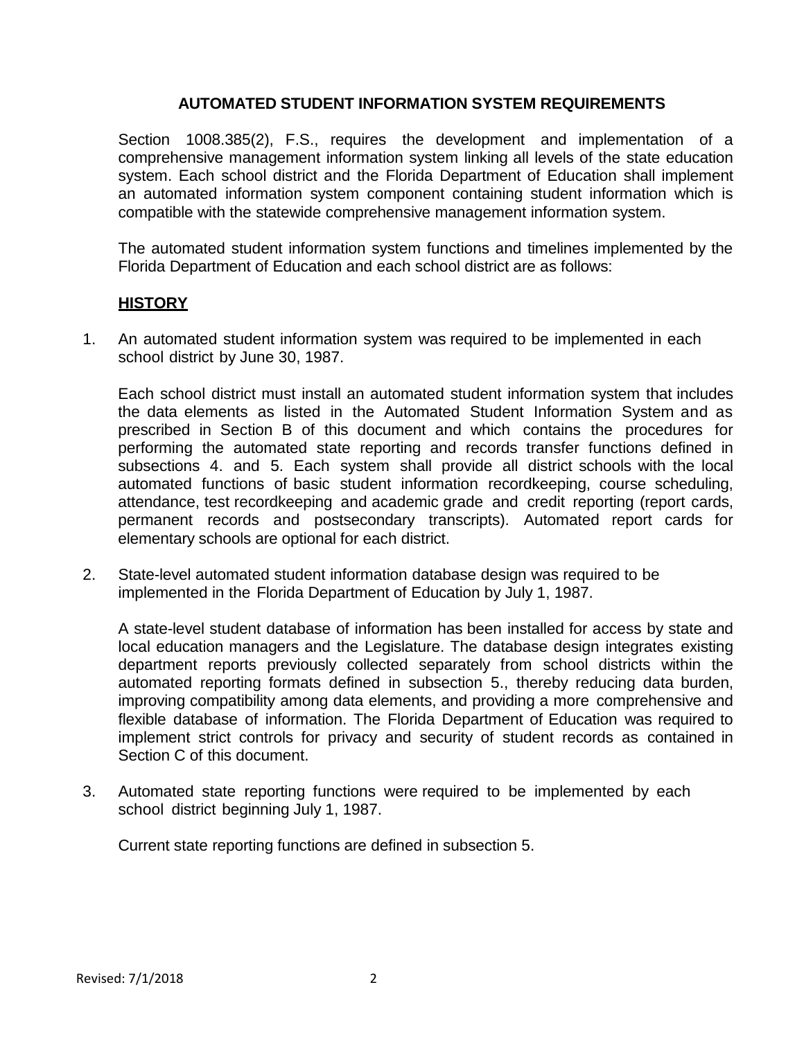## AUTOMATED STUDENT INFORMATION SYSTEM REQUIREMENTS

Section 1008.385(2), F.S., requires the development and implementation of a comprehensive management information system linking all levels of the state education system. Each school district and the Florida Department of Education shall implement an automated information system component containing student information which is compatible with the statewide comprehensive management information system.

The automated student information system functions and timelines implemented by the Florida Department of Education and each school district are as follows:

### HISTORY

1. An automated student information system was required to be implemented in each school district by June 30, 1987.

   Each school district must install an automated student information system that includes the data elements as listed in the Automated Student Information System and as prescribed in Section B of this document and which contains the procedures for performing the automated state reporting and records transfer functions defined in subsections 4. and 5. Each system shall provide all district schools with the local automated functions of basic student information recordkeeping, course scheduling, attendance, test recordkeeping and academic grade and credit reporting (report cards, permanent records and postsecondary transcripts). Automated report cards for elementary schools are optional for each district.

2. State-level automated student information database design was required to be implemented in the Florida Department of Education by July 1, 1987.

   A state-level student database of information has been installed for access by state and local education managers and the Legislature. The database design integrates existing department reports previously collected separately from school districts within the automated reporting formats defined in subsection 5., thereby reducing data burden, improving compatibility among data elements, and providing a more comprehensive and flexible database of information. The Florida Department of Education was required to implement strict controls for privacy and security of student records as contained in Section C of this document.

3. Automated state reporting functions were required to be implemented by each school district beginning July 1, 1987.

   Current state reporting functions are defined in subsection 5.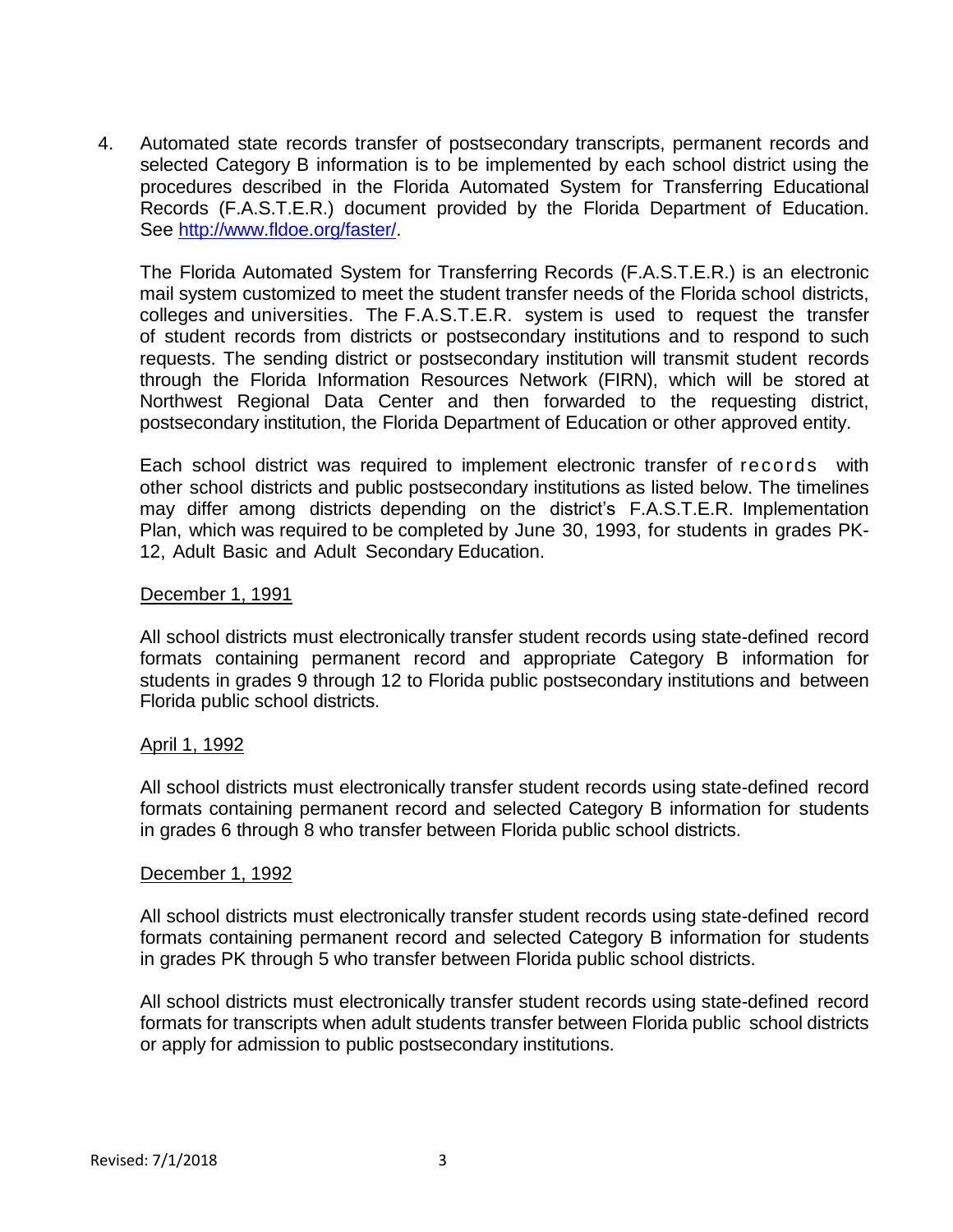4. Automated state records transfer of postsecondary transcripts, permanent records and selected Category B information is to be implemented by each school district using the procedures described in the Florida Automated System for Transferring Educational Records (F.A.S.T.E.R.) document provided by the Florida Department of Education. See [http://www.fldoe.org/faster/](http://www.fldoe.org/faster/).

   The Florida Automated System for Transferring Records (F.A.S.T.E.R.) is an electronic mail system customized to meet the student transfer needs of the Florida school districts, colleges and universities. The F.A.S.T.E.R. system is used to request the transfer of student records from districts or postsecondary institutions and to respond to such requests. The sending district or postsecondary institution will transmit student records through the Florida Information Resources Network (FIRN), which will be stored at Northwest Regional Data Center and then forwarded to the requesting district, postsecondary institution, the Florida Department of Education or other approved entity.

   Each school district was required to implement electronic transfer of records with other school districts and public postsecondary institutions as listed below. The timelines may differ among districts depending on the district's F.A.S.T.E.R. Implementation Plan, which was required to be completed by June 30, 1993, for students in grades PK-12, Adult Basic and Adult Secondary Education.

   <u>December 1, 1991</u>

   All school districts must electronically transfer student records using state-defined record formats containing permanent record and appropriate Category B information for students in grades 9 through 12 to Florida public postsecondary institutions and between Florida public school districts.

   <u>April 1, 1992</u>

   All school districts must electronically transfer student records using state-defined record formats containing permanent record and selected Category B information for students in grades 6 through 8 who transfer between Florida public school districts.

   <u>December 1, 1992</u>

   All school districts must electronically transfer student records using state-defined record formats containing permanent record and selected Category B information for students in grades PK through 5 who transfer between Florida public school districts.

   All school districts must electronically transfer student records using state-defined record formats for transcripts when adult students transfer between Florida public school districts or apply for admission to public postsecondary institutions.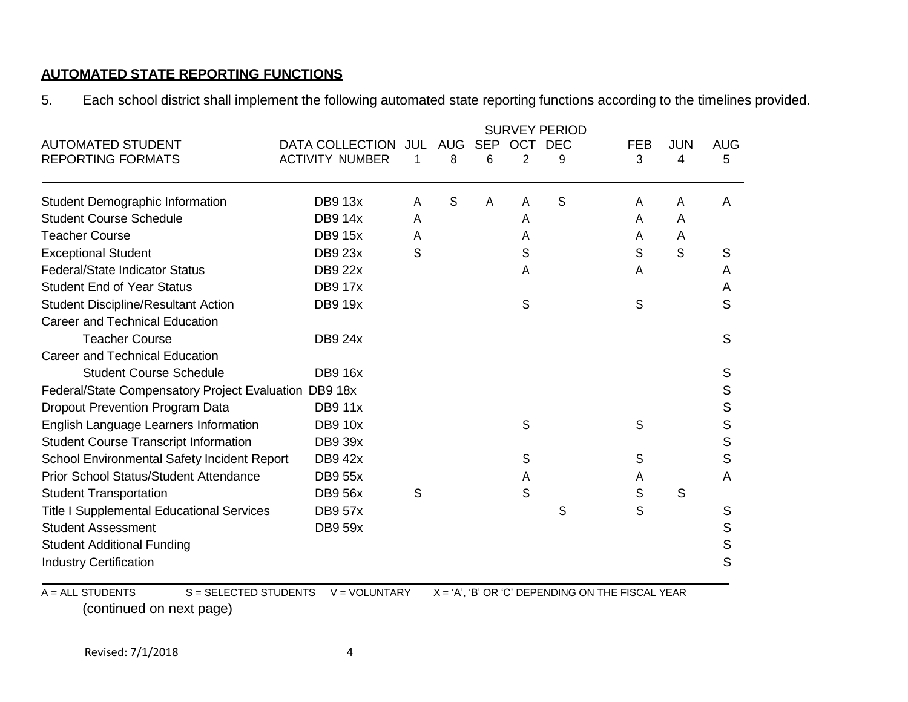**AUTOMATED STATE REPORTING FUNCTIONS**

5. Each school district shall implement the following automated state reporting functions according to the timelines provided.

| AUTOMATED STUDENT REPORTING FORMATS | DATA COLLECTION ACTIVITY NUMBER | SURVEY PERIOD JUL 1 | AUG 8 | SEP 6 | OCT 2 | DEC 9 | FEB 3 | JUN 4 | AUG 5 |
|---|---|---|---|---|---|---|---|---|---|
| Student Demographic Information | DB9 13x | A | S | A | A | S | A | A | A |
| Student Course Schedule | DB9 14x | A | | | A | | A | A | |
| Teacher Course | DB9 15x | A | | | A | | A | A | |
| Exceptional Student | DB9 23x | S | | | S | | S | S | S |
| Federal/State Indicator Status | DB9 22x | | | | A | | A | | A |
| Student End of Year Status | DB9 17x | | | | | | | | A |
| Student Discipline/Resultant Action | DB9 19x | | | | S | | S | | S |
| Career and Technical Education Teacher Course | DB9 24x | | | | | | | | S |
| Career and Technical Education Student Course Schedule | DB9 16x | | | | | | | | S |
| Federal/State Compensatory Project Evaluation | DB9 18x | | | | | | | | S |
| Dropout Prevention Program Data | DB9 11x | | | | | | | | S |
| English Language Learners Information | DB9 10x | | | | S | | S | | S |
| Student Course Transcript Information | DB9 39x | | | | | | | | S |
| School Environmental Safety Incident Report | DB9 42x | | | | S | | S | | S |
| Prior School Status/Student Attendance | DB9 55x | | | | A | | A | | A |
| Student Transportation | DB9 56x | S | | | S | | S | S | |
| Title I Supplemental Educational Services | DB9 57x | | | | | S | S | | S |
| Student Assessment | DB9 59x | | | | | | | | S |
| Student Additional Funding | | | | | | | | | S |
| Industry Certification | | | | | | | | | S |

A = ALL STUDENTS S = SELECTED STUDENTS V = VOLUNTARY X = 'A', 'B' OR 'C' DEPENDING ON THE FISCAL YEAR

(continued on next page)

Revised: 7/1/2018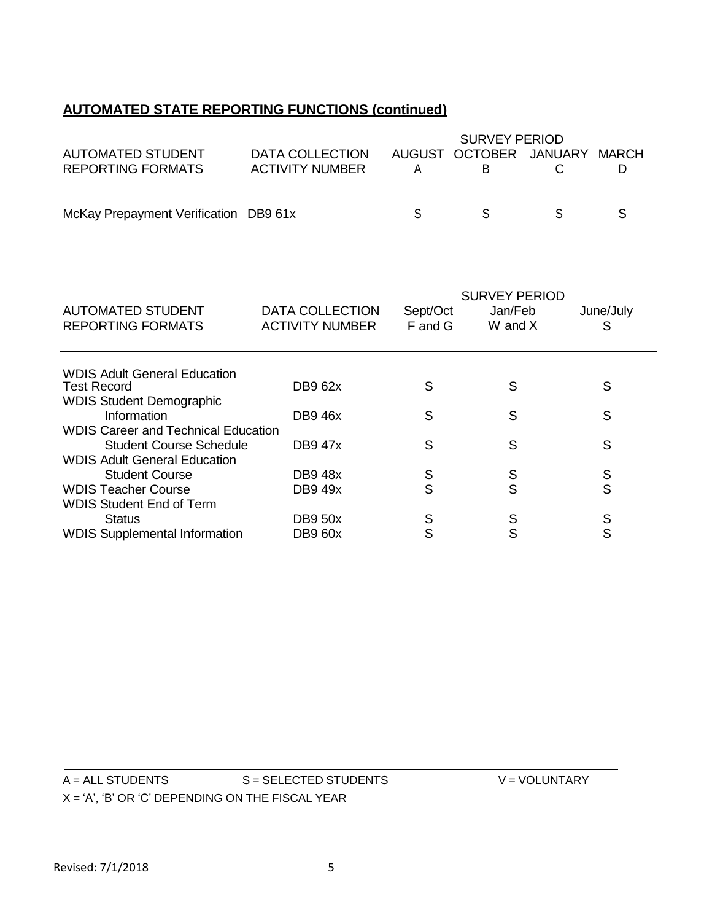## AUTOMATED STATE REPORTING FUNCTIONS (continued)

| AUTOMATED STUDENT REPORTING FORMATS | DATA COLLECTION ACTIVITY NUMBER | SURVEY PERIOD AUGUST A | OCTOBER B | JANUARY C | MARCH D |
|---|---|---|---|---|---|
| McKay Prepayment Verification | DB9 61x | S | S | S | S |

| AUTOMATED STUDENT REPORTING FORMATS | DATA COLLECTION ACTIVITY NUMBER | SURVEY PERIOD Sept/Oct F and G | Jan/Feb W and X | June/July S |
|---|---|---|---|---|
| WDIS Adult General Education Test Record | DB9 62x | S | S | S |
| WDIS Student Demographic Information | DB9 46x | S | S | S |
| WDIS Career and Technical Education Student Course Schedule | DB9 47x | S | S | S |
| WDIS Adult General Education Student Course | DB9 48x | S | S | S |
| WDIS Teacher Course | DB9 49x | S | S | S |
| WDIS Student End of Term Status | DB9 50x | S | S | S |
| WDIS Supplemental Information | DB9 60x | S | S | S |

A = ALL STUDENTS S = SELECTED STUDENTS V = VOLUNTARY

X = 'A', 'B' OR 'C' DEPENDING ON THE FISCAL YEAR

Revised: 7/1/2018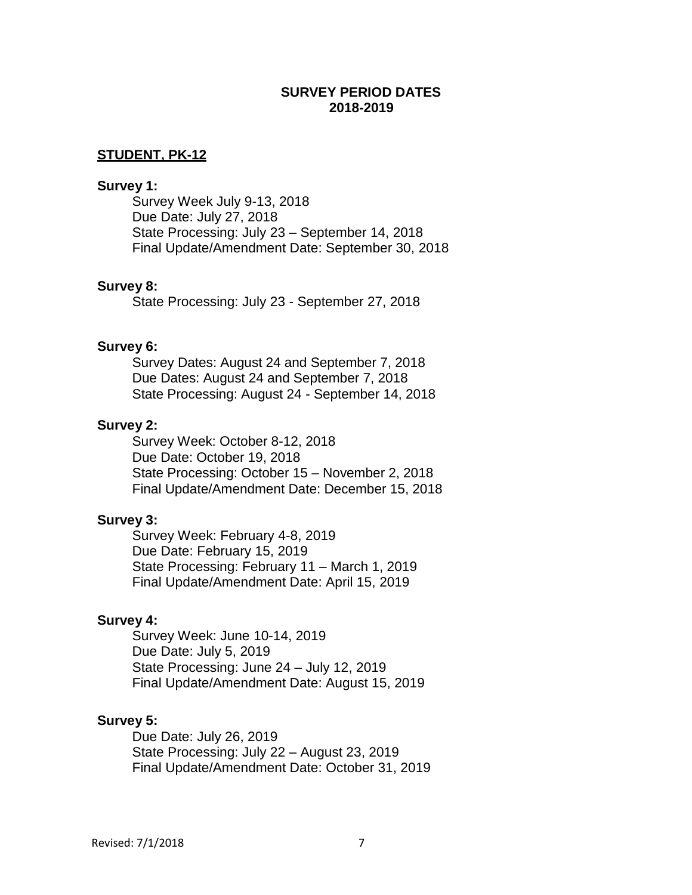# SURVEY PERIOD DATES
# 2018-2019

## STUDENT, PK-12

**Survey 1:**

Survey Week July 9-13, 2018
Due Date: July 27, 2018
State Processing: July 23 – September 14, 2018
Final Update/Amendment Date: September 30, 2018

**Survey 8:**

State Processing: July 23 - September 27, 2018

**Survey 6:**

Survey Dates: August 24 and September 7, 2018
Due Dates: August 24 and September 7, 2018
State Processing: August 24 - September 14, 2018

**Survey 2:**

Survey Week: October 8-12, 2018
Due Date: October 19, 2018
State Processing: October 15 – November 2, 2018
Final Update/Amendment Date: December 15, 2018

**Survey 3:**

Survey Week: February 4-8, 2019
Due Date: February 15, 2019
State Processing: February 11 – March 1, 2019
Final Update/Amendment Date: April 15, 2019

**Survey 4:**

Survey Week: June 10-14, 2019
Due Date: July 5, 2019
State Processing: June 24 – July 12, 2019
Final Update/Amendment Date: August 15, 2019

**Survey 5:**

Due Date: July 26, 2019
State Processing: July 22 – August 23, 2019
Final Update/Amendment Date: October 31, 2019

Revised: 7/1/2018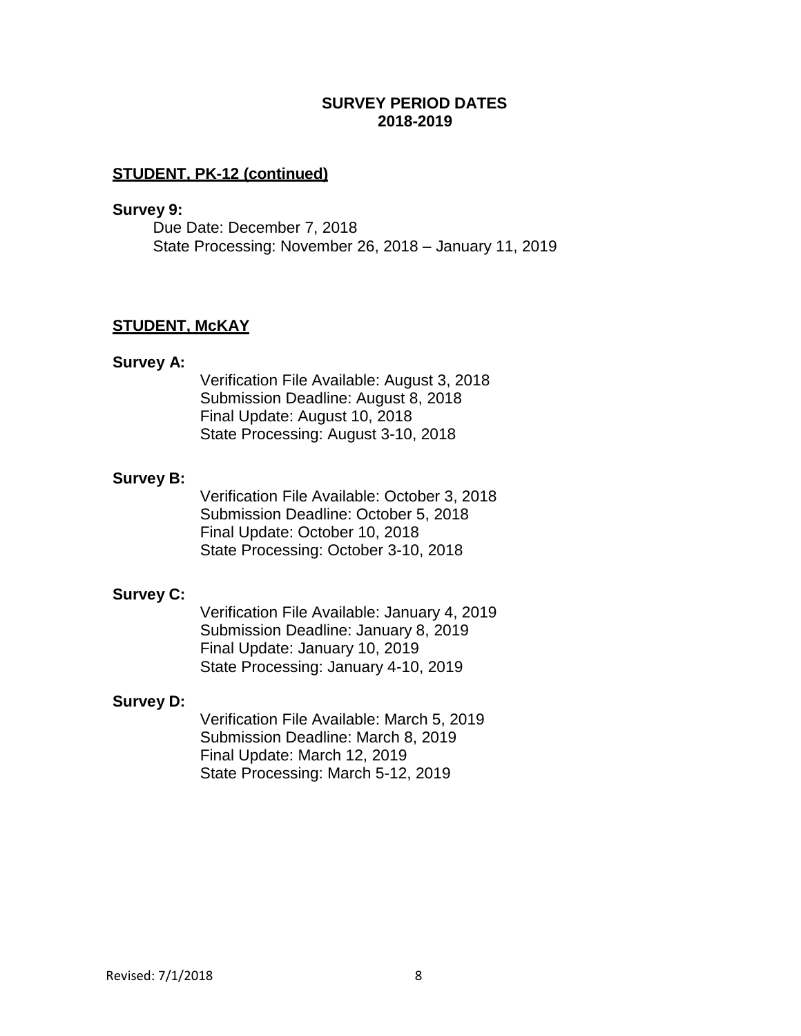## SURVEY PERIOD DATES
## 2018-2019

### STUDENT, PK-12 (continued)

**Survey 9:**

Due Date: December 7, 2018
State Processing: November 26, 2018 – January 11, 2019

### STUDENT, McKAY

**Survey A:**

Verification File Available: August 3, 2018
Submission Deadline: August 8, 2018
Final Update: August 10, 2018
State Processing: August 3-10, 2018

**Survey B:**

Verification File Available: October 3, 2018
Submission Deadline: October 5, 2018
Final Update: October 10, 2018
State Processing: October 3-10, 2018

**Survey C:**

Verification File Available: January 4, 2019
Submission Deadline: January 8, 2019
Final Update: January 10, 2019
State Processing: January 4-10, 2019

**Survey D:**

Verification File Available: March 5, 2019
Submission Deadline: March 8, 2019
Final Update: March 12, 2019
State Processing: March 5-12, 2019

Revised: 7/1/2018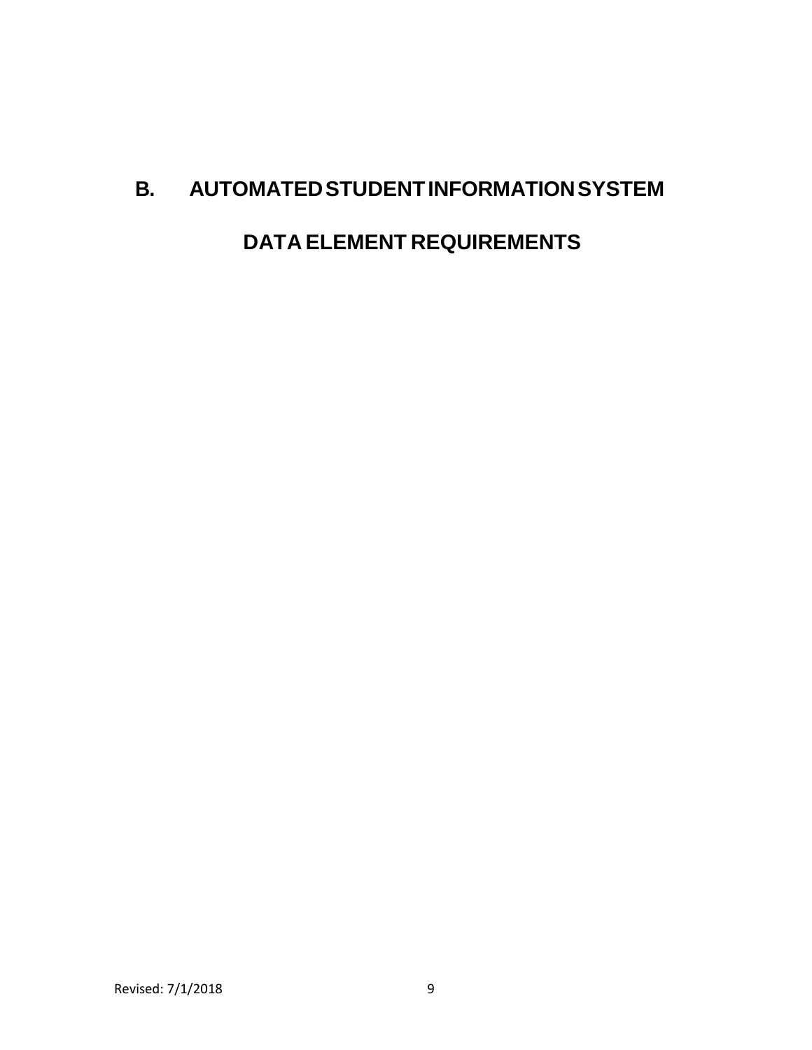# B. AUTOMATED STUDENT INFORMATION SYSTEM

# DATA ELEMENT REQUIREMENTS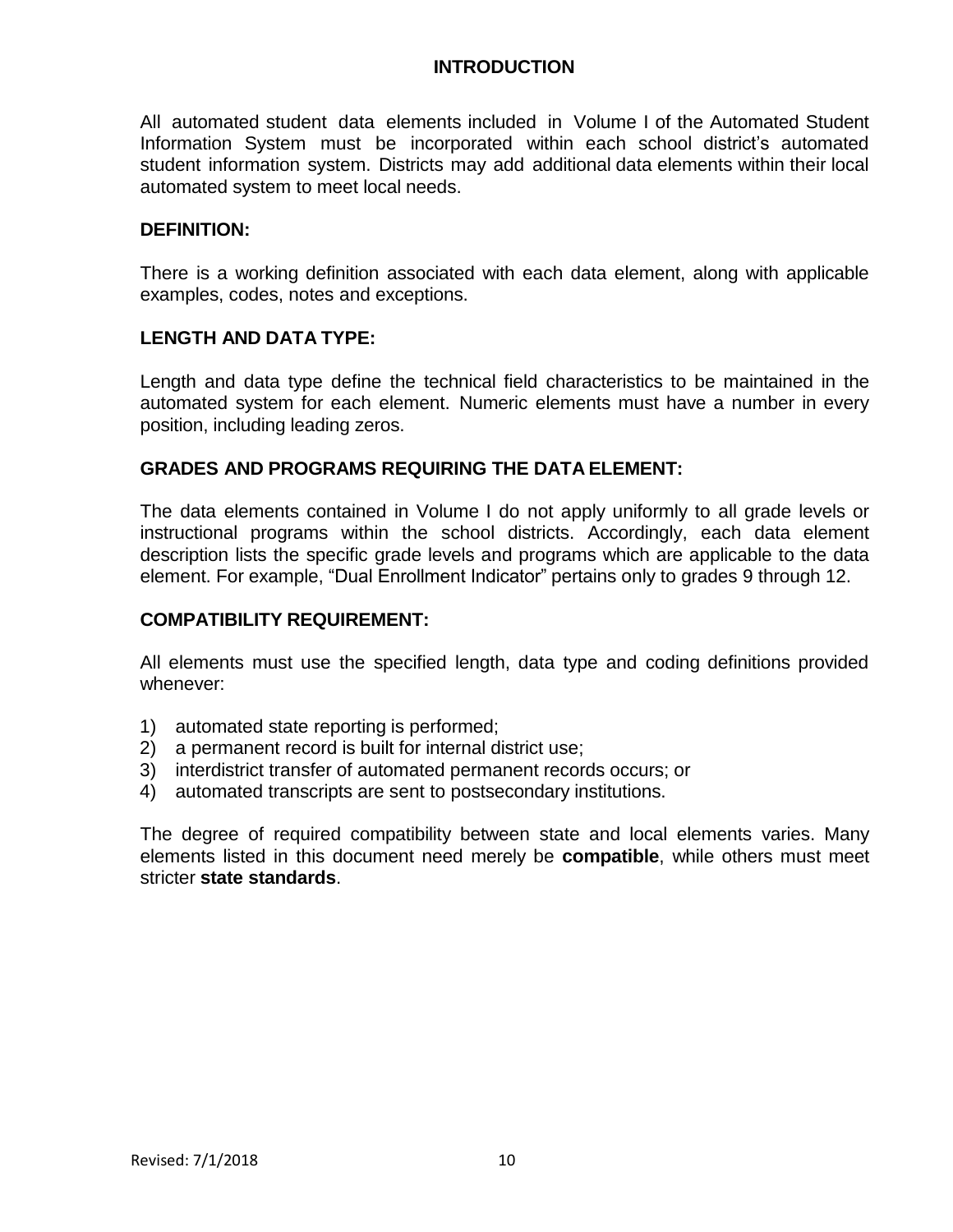# INTRODUCTION

All automated student data elements included in Volume I of the Automated Student Information System must be incorporated within each school district's automated student information system. Districts may add additional data elements within their local automated system to meet local needs.

## DEFINITION:

There is a working definition associated with each data element, along with applicable examples, codes, notes and exceptions.

## LENGTH AND DATA TYPE:

Length and data type define the technical field characteristics to be maintained in the automated system for each element. Numeric elements must have a number in every position, including leading zeros.

## GRADES AND PROGRAMS REQUIRING THE DATA ELEMENT:

The data elements contained in Volume I do not apply uniformly to all grade levels or instructional programs within the school districts. Accordingly, each data element description lists the specific grade levels and programs which are applicable to the data element. For example, "Dual Enrollment Indicator" pertains only to grades 9 through 12.

## COMPATIBILITY REQUIREMENT:

All elements must use the specified length, data type and coding definitions provided whenever:

1) automated state reporting is performed;
2) a permanent record is built for internal district use;
3) interdistrict transfer of automated permanent records occurs; or
4) automated transcripts are sent to postsecondary institutions.

The degree of required compatibility between state and local elements varies. Many elements listed in this document need merely be **compatible**, while others must meet stricter **state standards**.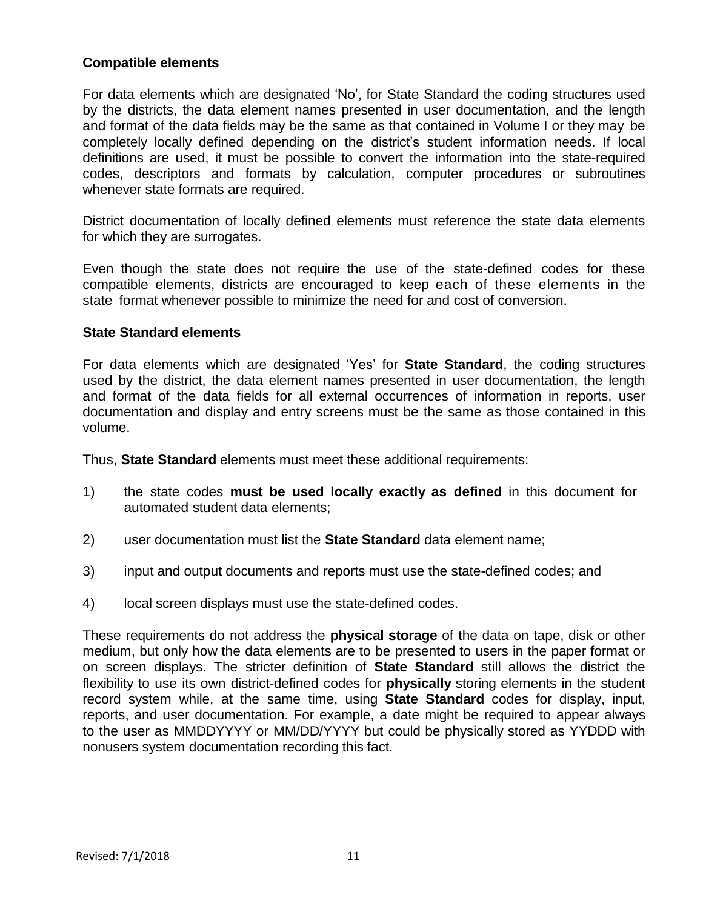**Compatible elements**

For data elements which are designated 'No', for State Standard the coding structures used by the districts, the data element names presented in user documentation, and the length and format of the data fields may be the same as that contained in Volume I or they may be completely locally defined depending on the district's student information needs. If local definitions are used, it must be possible to convert the information into the state-required codes, descriptors and formats by calculation, computer procedures or subroutines whenever state formats are required.

District documentation of locally defined elements must reference the state data elements for which they are surrogates.

Even though the state does not require the use of the state-defined codes for these compatible elements, districts are encouraged to keep each of these elements in the state format whenever possible to minimize the need for and cost of conversion.

**State Standard elements**

For data elements which are designated 'Yes' for **State Standard**, the coding structures used by the district, the data element names presented in user documentation, the length and format of the data fields for all external occurrences of information in reports, user documentation and display and entry screens must be the same as those contained in this volume.

Thus, **State Standard** elements must meet these additional requirements:

1) the state codes **must be used locally exactly as defined** in this document for automated student data elements;

2) user documentation must list the **State Standard** data element name;

3) input and output documents and reports must use the state-defined codes; and

4) local screen displays must use the state-defined codes.

These requirements do not address the **physical storage** of the data on tape, disk or other medium, but only how the data elements are to be presented to users in the paper format or on screen displays. The stricter definition of **State Standard** still allows the district the flexibility to use its own district-defined codes for **physically** storing elements in the student record system while, at the same time, using **State Standard** codes for display, input, reports, and user documentation. For example, a date might be required to appear always to the user as MMDDYYYY or MM/DD/YYYY but could be physically stored as YYDDD with nonusers system documentation recording this fact.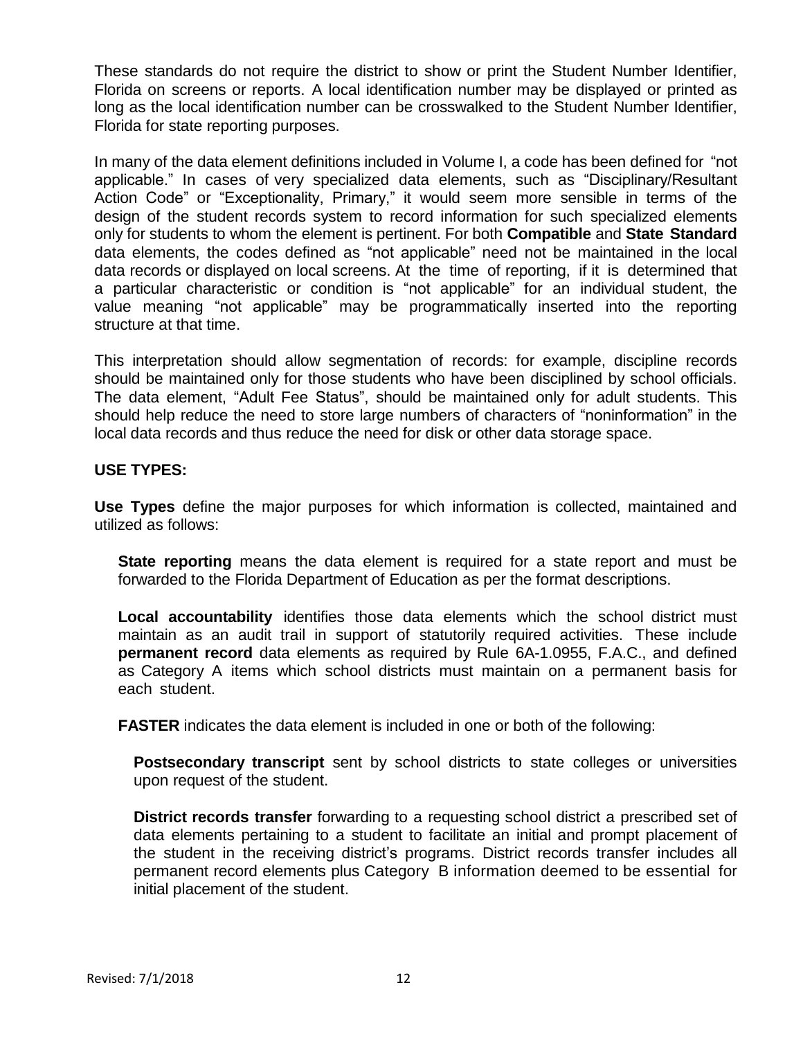These standards do not require the district to show or print the Student Number Identifier, Florida on screens or reports. A local identification number may be displayed or printed as long as the local identification number can be crosswalked to the Student Number Identifier, Florida for state reporting purposes.

In many of the data element definitions included in Volume I, a code has been defined for "not applicable." In cases of very specialized data elements, such as "Disciplinary/Resultant Action Code" or "Exceptionality, Primary," it would seem more sensible in terms of the design of the student records system to record information for such specialized elements only for students to whom the element is pertinent. For both **Compatible** and **State Standard** data elements, the codes defined as "not applicable" need not be maintained in the local data records or displayed on local screens. At the time of reporting, if it is determined that a particular characteristic or condition is "not applicable" for an individual student, the value meaning "not applicable" may be programmatically inserted into the reporting structure at that time.

This interpretation should allow segmentation of records: for example, discipline records should be maintained only for those students who have been disciplined by school officials. The data element, "Adult Fee Status", should be maintained only for adult students. This should help reduce the need to store large numbers of characters of "noninformation" in the local data records and thus reduce the need for disk or other data storage space.

**USE TYPES:**

**Use Types** define the major purposes for which information is collected, maintained and utilized as follows:

**State reporting** means the data element is required for a state report and must be forwarded to the Florida Department of Education as per the format descriptions.

**Local accountability** identifies those data elements which the school district must maintain as an audit trail in support of statutorily required activities. These include **permanent record** data elements as required by Rule 6A-1.0955, F.A.C., and defined as Category A items which school districts must maintain on a permanent basis for each student.

**FASTER** indicates the data element is included in one or both of the following:

**Postsecondary transcript** sent by school districts to state colleges or universities upon request of the student.

**District records transfer** forwarding to a requesting school district a prescribed set of data elements pertaining to a student to facilitate an initial and prompt placement of the student in the receiving district's programs. District records transfer includes all permanent record elements plus Category B information deemed to be essential for initial placement of the student.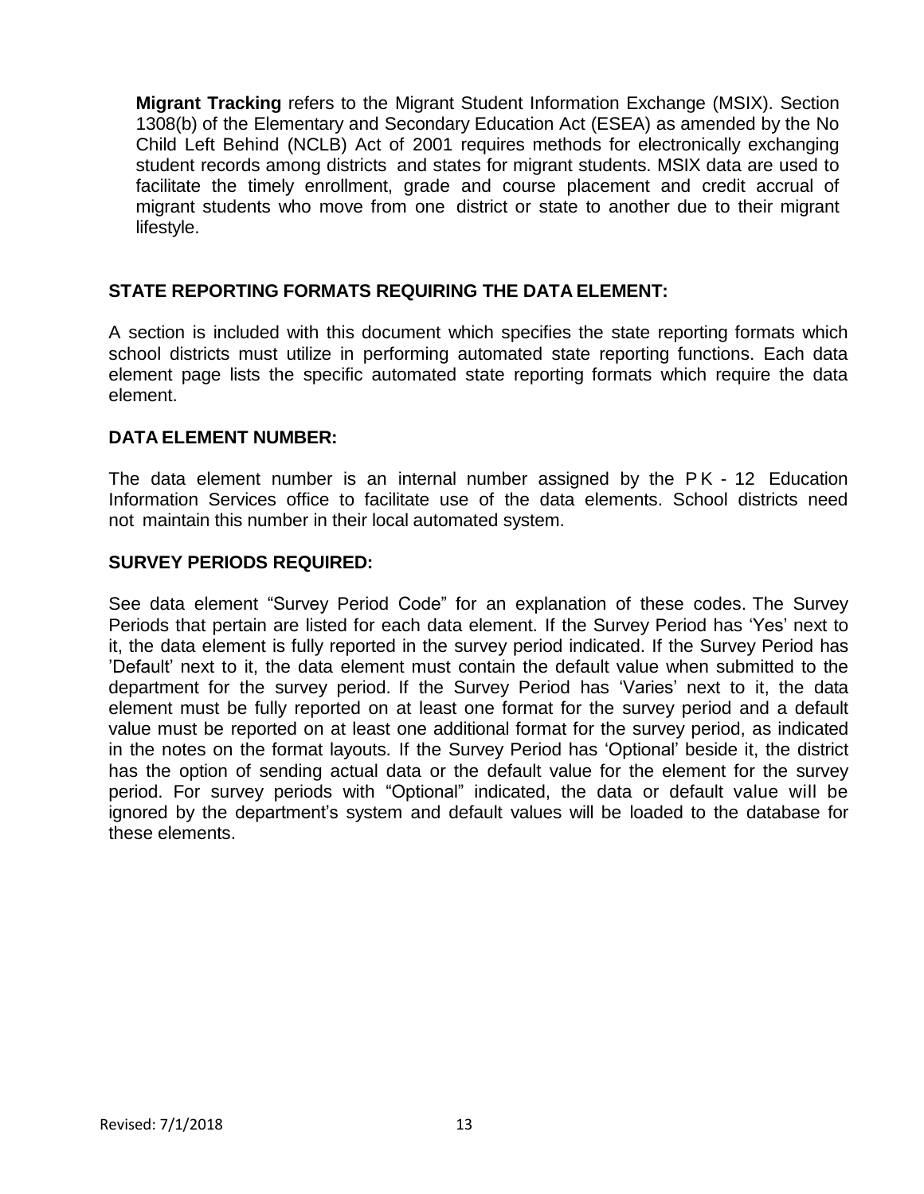**Migrant Tracking** refers to the Migrant Student Information Exchange (MSIX). Section 1308(b) of the Elementary and Secondary Education Act (ESEA) as amended by the No Child Left Behind (NCLB) Act of 2001 requires methods for electronically exchanging student records among districts and states for migrant students. MSIX data are used to facilitate the timely enrollment, grade and course placement and credit accrual of migrant students who move from one district or state to another due to their migrant lifestyle.

## STATE REPORTING FORMATS REQUIRING THE DATA ELEMENT:

A section is included with this document which specifies the state reporting formats which school districts must utilize in performing automated state reporting functions. Each data element page lists the specific automated state reporting formats which require the data element.

## DATA ELEMENT NUMBER:

The data element number is an internal number assigned by the PK - 12 Education Information Services office to facilitate use of the data elements. School districts need not maintain this number in their local automated system.

## SURVEY PERIODS REQUIRED:

See data element "Survey Period Code" for an explanation of these codes. The Survey Periods that pertain are listed for each data element. If the Survey Period has 'Yes' next to it, the data element is fully reported in the survey period indicated. If the Survey Period has 'Default' next to it, the data element must contain the default value when submitted to the department for the survey period. If the Survey Period has 'Varies' next to it, the data element must be fully reported on at least one format for the survey period and a default value must be reported on at least one additional format for the survey period, as indicated in the notes on the format layouts. If the Survey Period has 'Optional' beside it, the district has the option of sending actual data or the default value for the element for the survey period. For survey periods with "Optional" indicated, the data or default value will be ignored by the department's system and default values will be loaded to the database for these elements.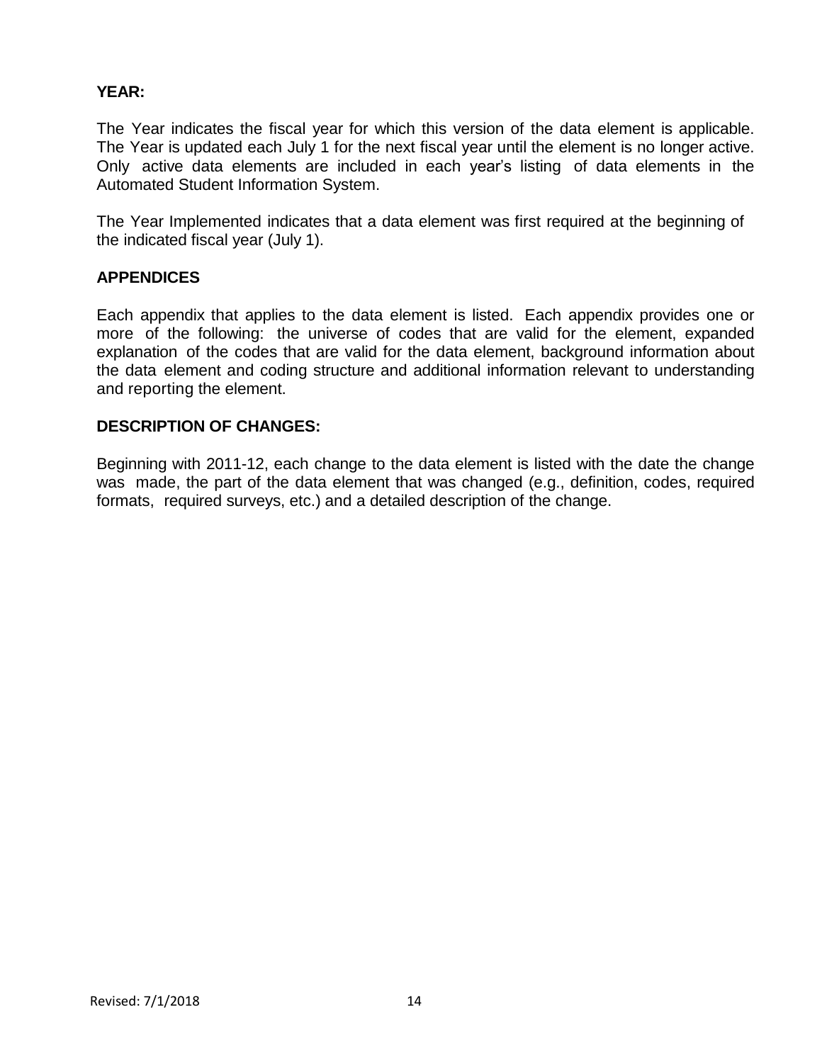**YEAR:**

The Year indicates the fiscal year for which this version of the data element is applicable. The Year is updated each July 1 for the next fiscal year until the element is no longer active. Only active data elements are included in each year's listing of data elements in the Automated Student Information System.

The Year Implemented indicates that a data element was first required at the beginning of the indicated fiscal year (July 1).

**APPENDICES**

Each appendix that applies to the data element is listed. Each appendix provides one or more of the following: the universe of codes that are valid for the element, expanded explanation of the codes that are valid for the data element, background information about the data element and coding structure and additional information relevant to understanding and reporting the element.

**DESCRIPTION OF CHANGES:**

Beginning with 2011-12, each change to the data element is listed with the date the change was made, the part of the data element that was changed (e.g., definition, codes, required formats, required surveys, etc.) and a detailed description of the change.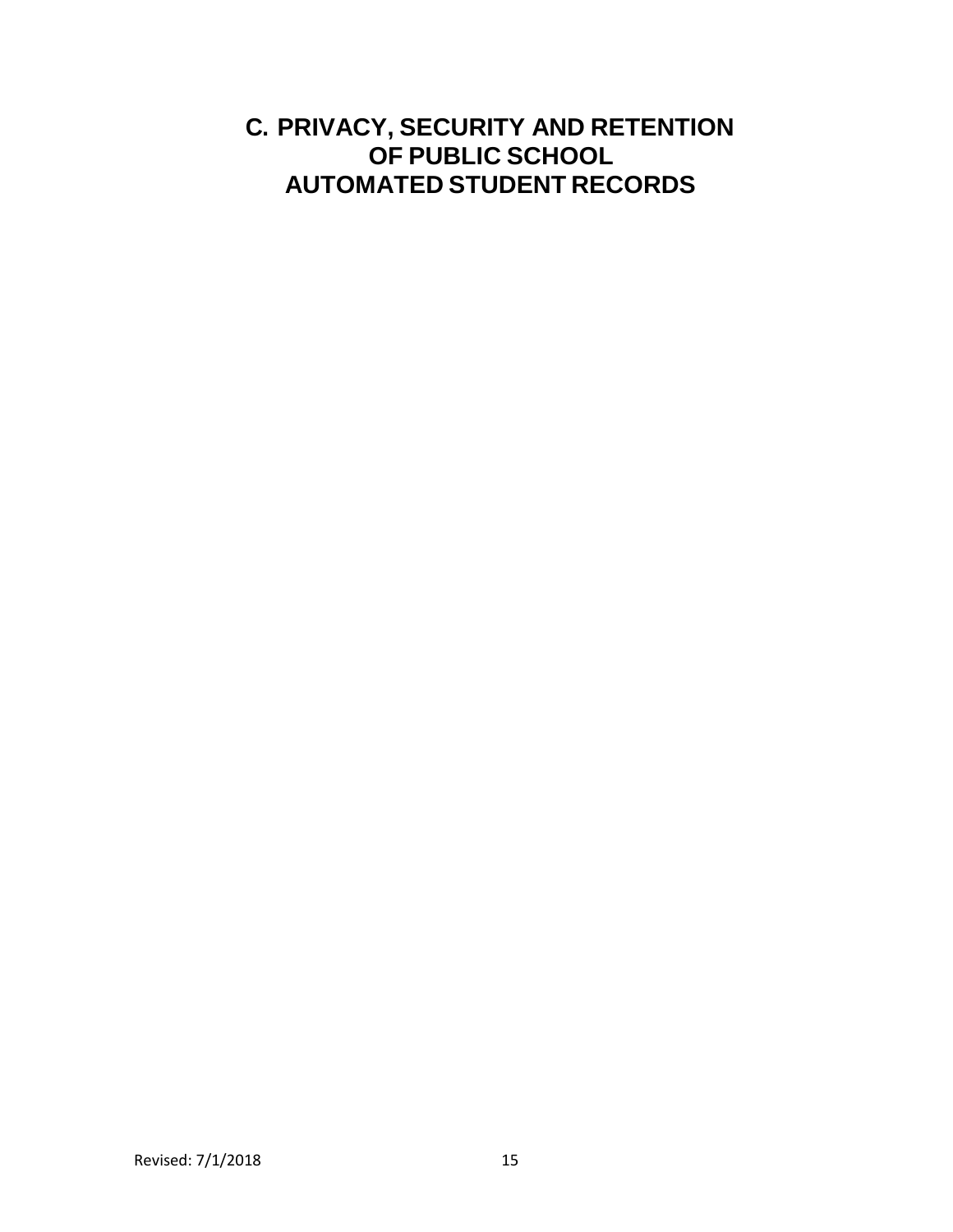# C. PRIVACY, SECURITY AND RETENTION OF PUBLIC SCHOOL AUTOMATED STUDENT RECORDS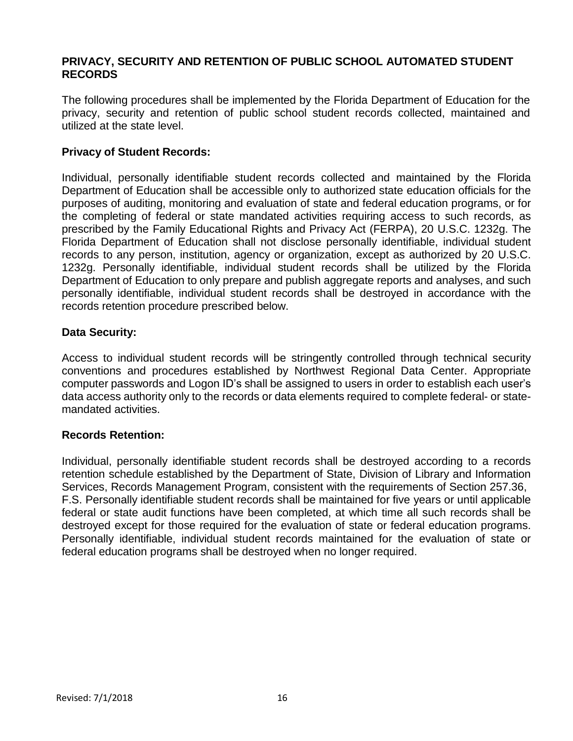## PRIVACY, SECURITY AND RETENTION OF PUBLIC SCHOOL AUTOMATED STUDENT RECORDS

The following procedures shall be implemented by the Florida Department of Education for the privacy, security and retention of public school student records collected, maintained and utilized at the state level.

### Privacy of Student Records:

Individual, personally identifiable student records collected and maintained by the Florida Department of Education shall be accessible only to authorized state education officials for the purposes of auditing, monitoring and evaluation of state and federal education programs, or for the completing of federal or state mandated activities requiring access to such records, as prescribed by the Family Educational Rights and Privacy Act (FERPA), 20 U.S.C. 1232g. The Florida Department of Education shall not disclose personally identifiable, individual student records to any person, institution, agency or organization, except as authorized by 20 U.S.C. 1232g. Personally identifiable, individual student records shall be utilized by the Florida Department of Education to only prepare and publish aggregate reports and analyses, and such personally identifiable, individual student records shall be destroyed in accordance with the records retention procedure prescribed below.

### Data Security:

Access to individual student records will be stringently controlled through technical security conventions and procedures established by Northwest Regional Data Center. Appropriate computer passwords and Logon ID's shall be assigned to users in order to establish each user's data access authority only to the records or data elements required to complete federal- or state-mandated activities.

### Records Retention:

Individual, personally identifiable student records shall be destroyed according to a records retention schedule established by the Department of State, Division of Library and Information Services, Records Management Program, consistent with the requirements of Section 257.36, F.S. Personally identifiable student records shall be maintained for five years or until applicable federal or state audit functions have been completed, at which time all such records shall be destroyed except for those required for the evaluation of state or federal education programs. Personally identifiable, individual student records maintained for the evaluation of state or federal education programs shall be destroyed when no longer required.

Revised: 7/1/2018